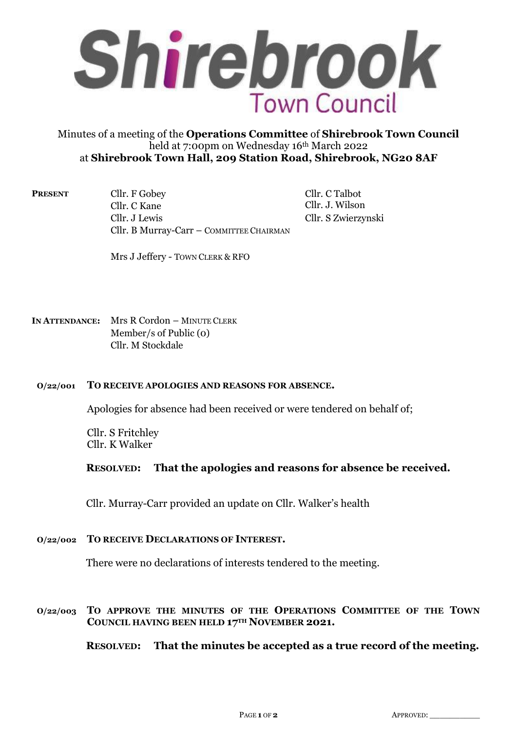# Shirebrook Town Council

Minutes of a meeting of the **Operations Committee** of **Shirebrook Town Council** held at 7:00pm on Wednesday 16th March 2022 at **Shirebrook Town Hall, 209 Station Road, Shirebrook, NG20 8AF**

**PRESENT**

Cllr. F Gobey
Cllr. C Kane
Cllr. J Lewis
Cllr. B Murray-Carr – COMMITTEE CHAIRMAN
Cllr. C Talbot
Cllr. J. Wilson
Cllr. S Zwierzynski

Mrs J Jeffery - TOWN CLERK & RFO

**IN ATTENDANCE:**

Mrs R Cordon – MINUTE CLERK
Member/s of Public (0)
Cllr. M Stockdale

### O/22/001 TO RECEIVE APOLOGIES AND REASONS FOR ABSENCE.

Apologies for absence had been received or were tendered on behalf of;

Cllr. S Fritchley
Cllr. K Walker

**RESOLVED: That the apologies and reasons for absence be received.**

Cllr. Murray-Carr provided an update on Cllr. Walker's health

### O/22/002 TO RECEIVE DECLARATIONS OF INTEREST.

There were no declarations of interests tendered to the meeting.

### O/22/003 TO APPROVE THE MINUTES OF THE OPERATIONS COMMITTEE OF THE TOWN COUNCIL HAVING BEEN HELD 17TH NOVEMBER 2021.

**RESOLVED: That the minutes be accepted as a true record of the meeting.**

APPROVED: ___________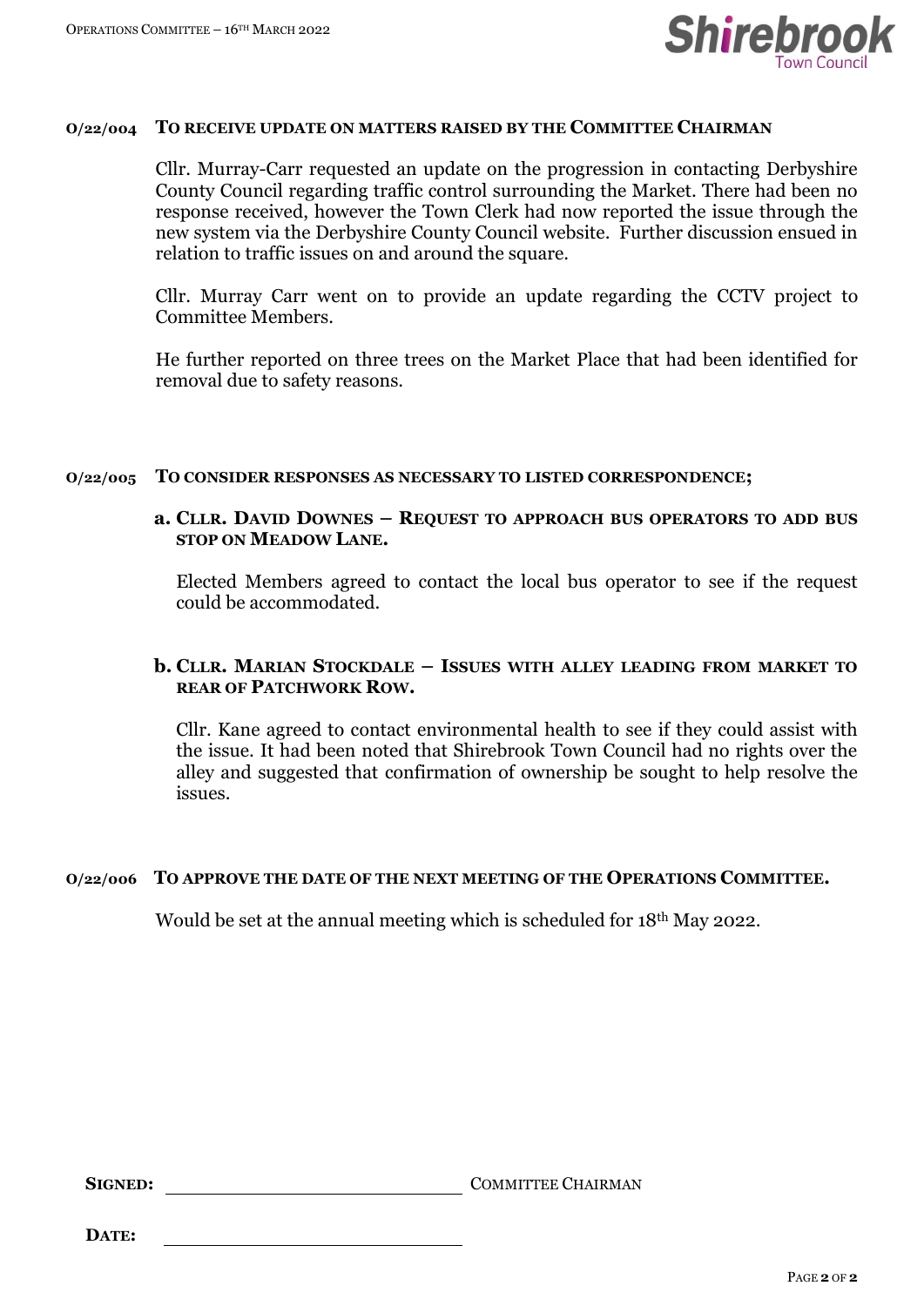### O/22/004 TO RECEIVE UPDATE ON MATTERS RAISED BY THE COMMITTEE CHAIRMAN

Cllr. Murray-Carr requested an update on the progression in contacting Derbyshire County Council regarding traffic control surrounding the Market. There had been no response received, however the Town Clerk had now reported the issue through the new system via the Derbyshire County Council website. Further discussion ensued in relation to traffic issues on and around the square.

Cllr. Murray Carr went on to provide an update regarding the CCTV project to Committee Members.

He further reported on three trees on the Market Place that had been identified for removal due to safety reasons.

### O/22/005 TO CONSIDER RESPONSES AS NECESSARY TO LISTED CORRESPONDENCE;

**a. CLLR. DAVID DOWNES – REQUEST TO APPROACH BUS OPERATORS TO ADD BUS STOP ON MEADOW LANE.**

Elected Members agreed to contact the local bus operator to see if the request could be accommodated.

**b. CLLR. MARIAN STOCKDALE – ISSUES WITH ALLEY LEADING FROM MARKET TO REAR OF PATCHWORK ROW.**

Cllr. Kane agreed to contact environmental health to see if they could assist with the issue. It had been noted that Shirebrook Town Council had no rights over the alley and suggested that confirmation of ownership be sought to help resolve the issues.

### O/22/006 TO APPROVE THE DATE OF THE NEXT MEETING OF THE OPERATIONS COMMITTEE.

Would be set at the annual meeting which is scheduled for 18th May 2022.

**SIGNED:** ______________________________ COMMITTEE CHAIRMAN

**DATE:** ______________________________